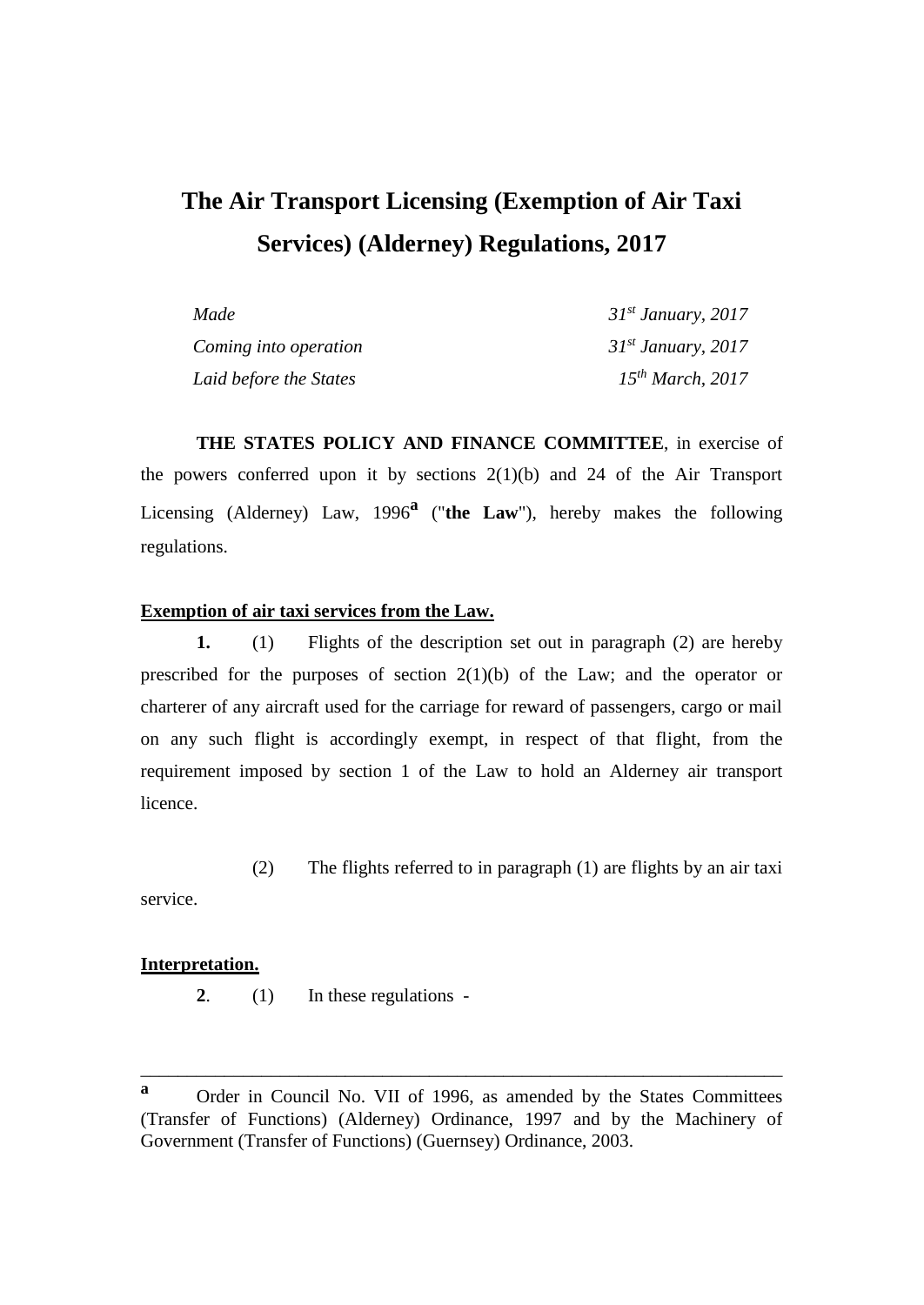# The Air Transport Licensing (Exemption of Air Taxi Services) (Alderney) Regulations, 2017

| | |
|---|---|
| *Made* | *31st January, 2017* |
| *Coming into operation* | *31st January, 2017* |
| *Laid before the States* | *15th March, 2017* |

**THE STATES POLICY AND FINANCE COMMITTEE**, in exercise of the powers conferred upon it by sections 2(1)(b) and 24 of the Air Transport Licensing (Alderney) Law, 1996[a] ("**the Law**"), hereby makes the following regulations.

**Exemption of air taxi services from the Law.**

**1.** (1) Flights of the description set out in paragraph (2) are hereby prescribed for the purposes of section 2(1)(b) of the Law; and the operator or charterer of any aircraft used for the carriage for reward of passengers, cargo or mail on any such flight is accordingly exempt, in respect of that flight, from the requirement imposed by section 1 of the Law to hold an Alderney air transport licence.

(2) The flights referred to in paragraph (1) are flights by an air taxi service.

**Interpretation.**

**2**. (1) In these regulations -

---

[a] Order in Council No. VII of 1996, as amended by the States Committees (Transfer of Functions) (Alderney) Ordinance, 1997 and by the Machinery of Government (Transfer of Functions) (Guernsey) Ordinance, 2003.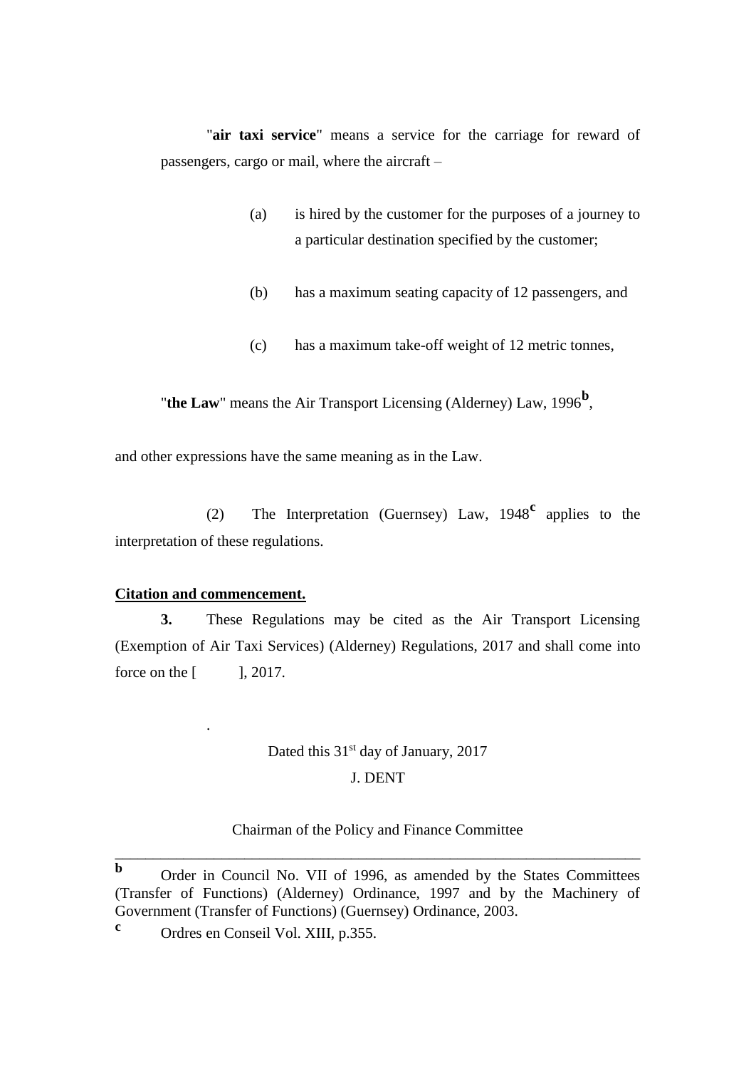"**air taxi service**" means a service for the carriage for reward of passengers, cargo or mail, where the aircraft –

(a) is hired by the customer for the purposes of a journey to a particular destination specified by the customer;

(b) has a maximum seating capacity of 12 passengers, and

(c) has a maximum take-off weight of 12 metric tonnes,

"**the Law**" means the Air Transport Licensing (Alderney) Law, 1996[b],

and other expressions have the same meaning as in the Law.

(2) The Interpretation (Guernsey) Law, 1948[c] applies to the interpretation of these regulations.

**Citation and commencement.**

**3.** These Regulations may be cited as the Air Transport Licensing (Exemption of Air Taxi Services) (Alderney) Regulations, 2017 and shall come into force on the [ ], 2017.

.

Dated this 31st day of January, 2017

J. DENT

Chairman of the Policy and Finance Committee

---

**b** Order in Council No. VII of 1996, as amended by the States Committees (Transfer of Functions) (Alderney) Ordinance, 1997 and by the Machinery of Government (Transfer of Functions) (Guernsey) Ordinance, 2003.

**c** Ordres en Conseil Vol. XIII, p.355.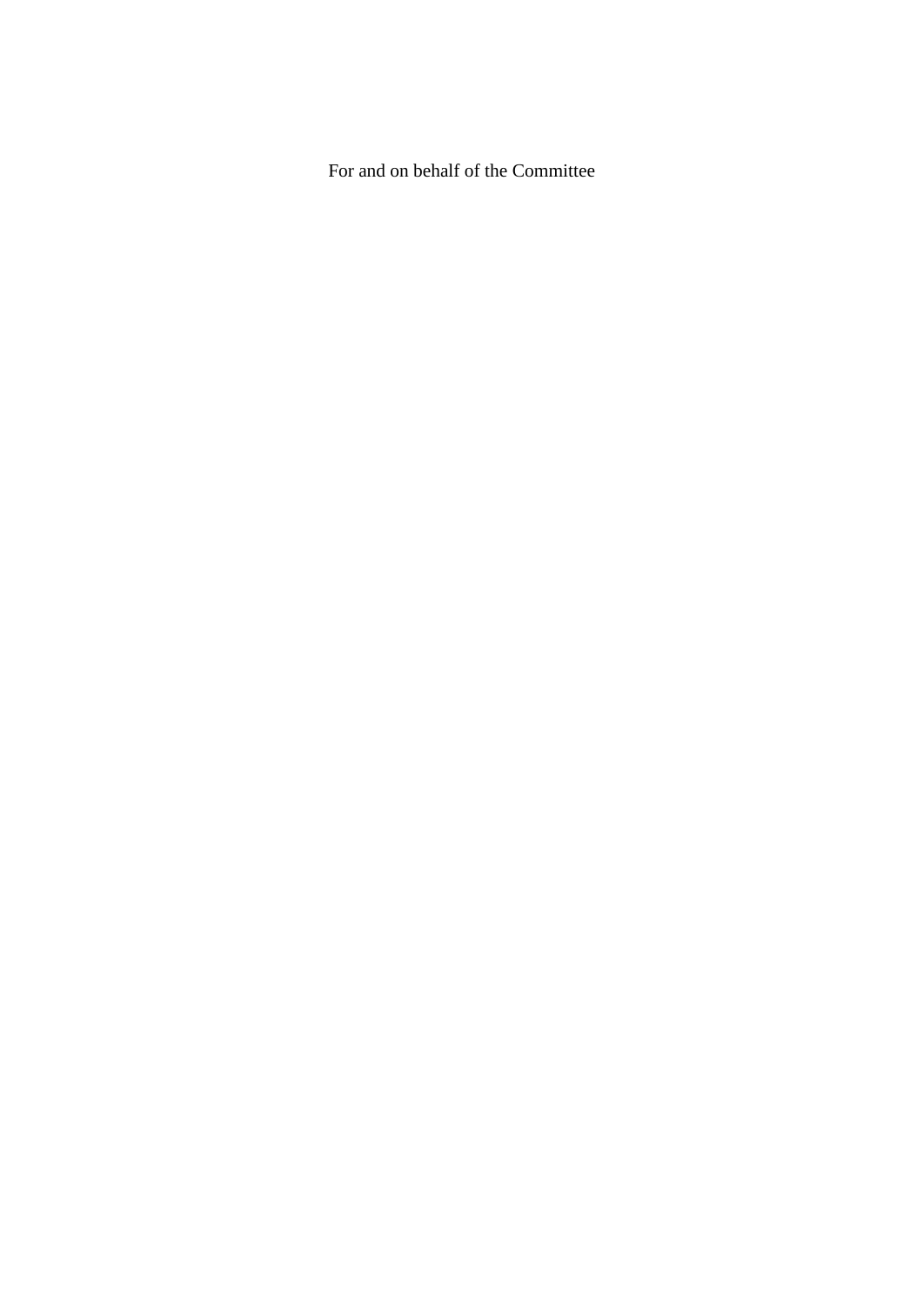For and on behalf of the Committee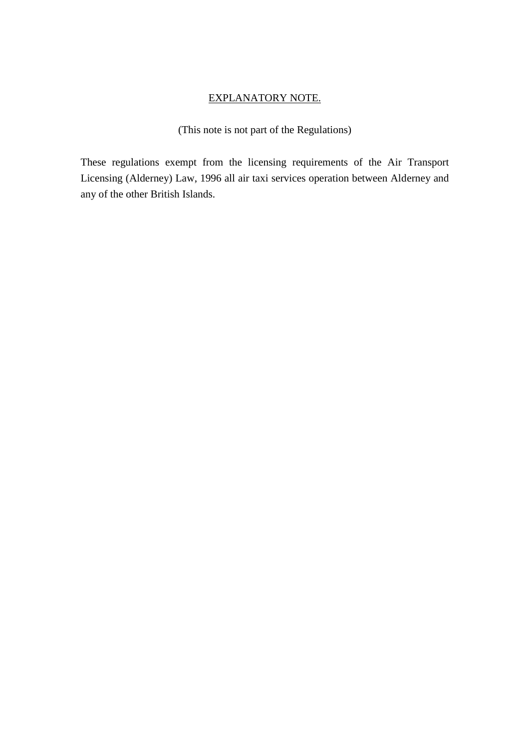<u>EXPLANATORY NOTE.</u>

(This note is not part of the Regulations)

These regulations exempt from the licensing requirements of the Air Transport Licensing (Alderney) Law, 1996 all air taxi services operation between Alderney and any of the other British Islands.